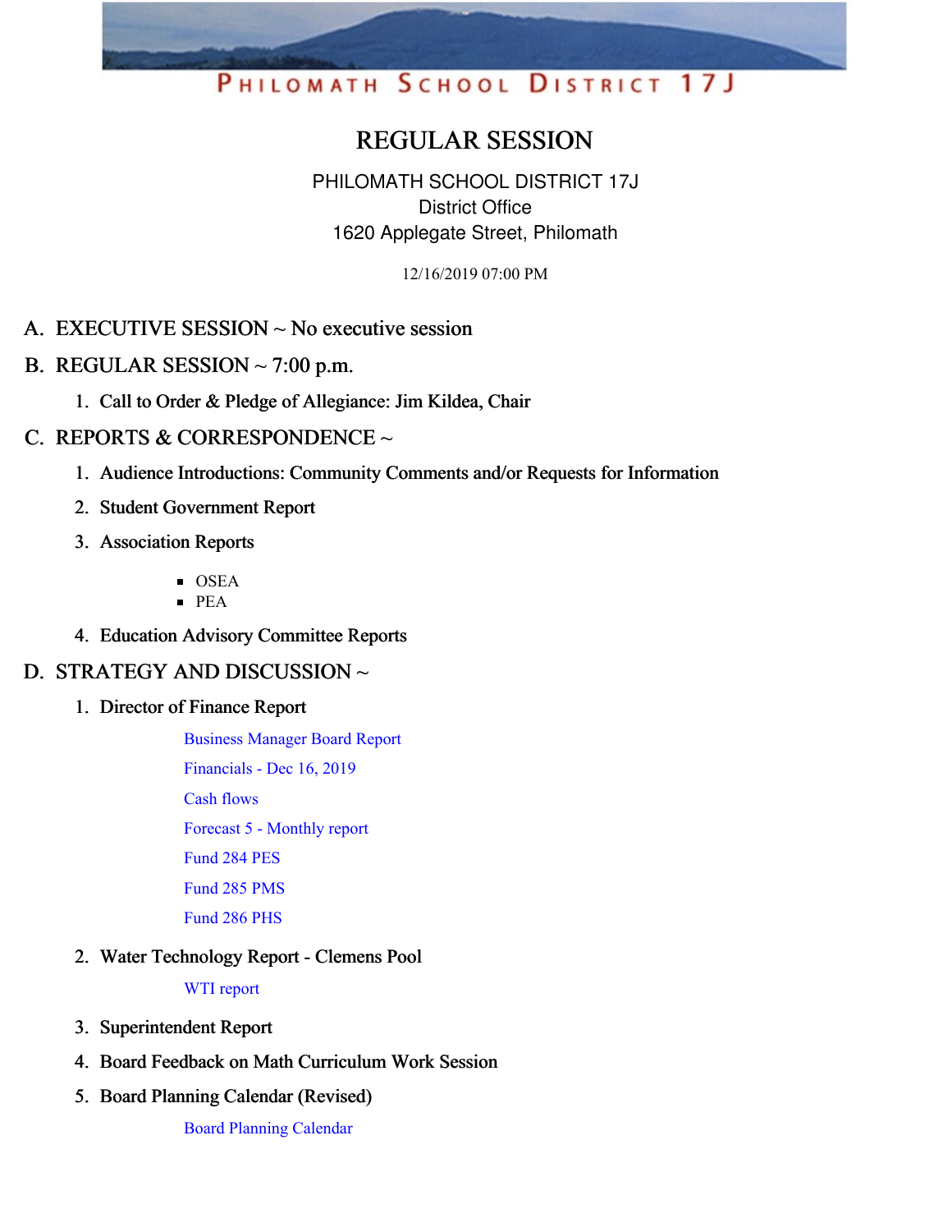PHILOMATH SCHOOL DISTRICT 17J

# REGULAR SESSION

PHILOMATH SCHOOL DISTRICT 17J
District Office
1620 Applegate Street, Philomath

12/16/2019 07:00 PM

## A. EXECUTIVE SESSION ~ No executive session

## B. REGULAR SESSION ~ 7:00 p.m.

1. Call to Order & Pledge of Allegiance: Jim Kildea, Chair

## C. REPORTS & CORRESPONDENCE ~

1. Audience Introductions: Community Comments and/or Requests for Information
2. Student Government Report
3. Association Reports
   - OSEA
   - PEA
4. Education Advisory Committee Reports

## D. STRATEGY AND DISCUSSION ~

1. Director of Finance Report

   Business Manager Board Report

   Financials - Dec 16, 2019

   Cash flows

   Forecast 5 - Monthly report

   Fund 284 PES

   Fund 285 PMS

   Fund 286 PHS

2. Water Technology Report - Clemens Pool

   WTI report

3. Superintendent Report
4. Board Feedback on Math Curriculum Work Session
5. Board Planning Calendar (Revised)

   Board Planning Calendar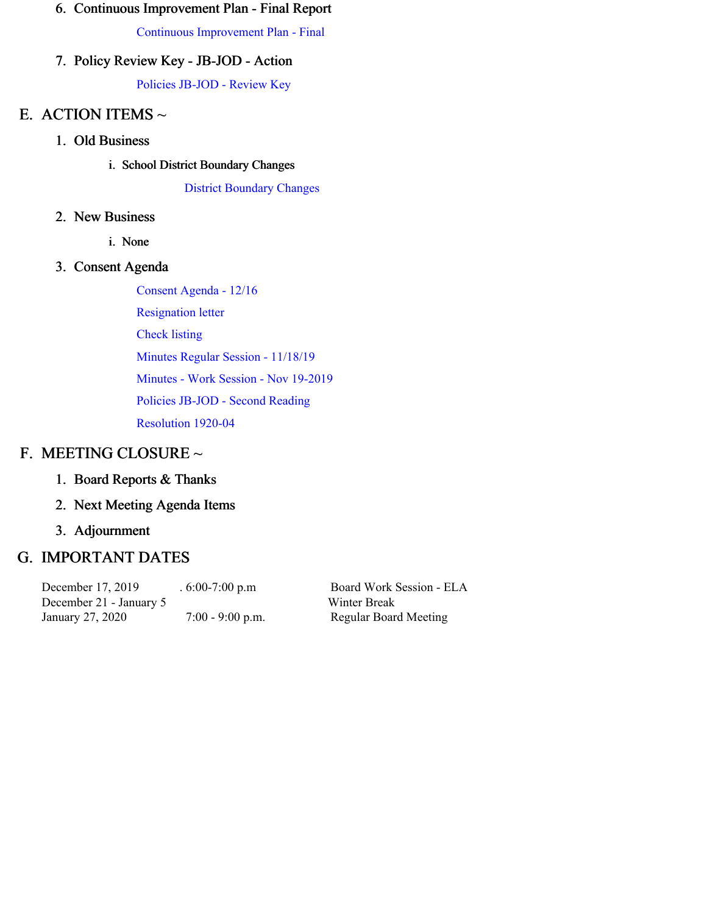6. Continuous Improvement Plan - Final Report

    Continuous Improvement Plan - Final

7. Policy Review Key - JB-JOD - Action

    Policies JB-JOD - Review Key

## E. ACTION ITEMS ~

1. Old Business

    i. School District Boundary Changes

        District Boundary Changes

2. New Business

    i. None

3. Consent Agenda

    Consent Agenda - 12/16

    Resignation letter

    Check listing

    Minutes Regular Session - 11/18/19

    Minutes - Work Session - Nov 19-2019

    Policies JB-JOD - Second Reading

    Resolution 1920-04

## F. MEETING CLOSURE ~

1. Board Reports & Thanks
2. Next Meeting Agenda Items
3. Adjournment

## G. IMPORTANT DATES

| | | |
|---|---|---|
| December 17, 2019 | . 6:00-7:00 p.m | Board Work Session - ELA |
| December 21 - January 5 | | Winter Break |
| January 27, 2020 | 7:00 - 9:00 p.m. | Regular Board Meeting |